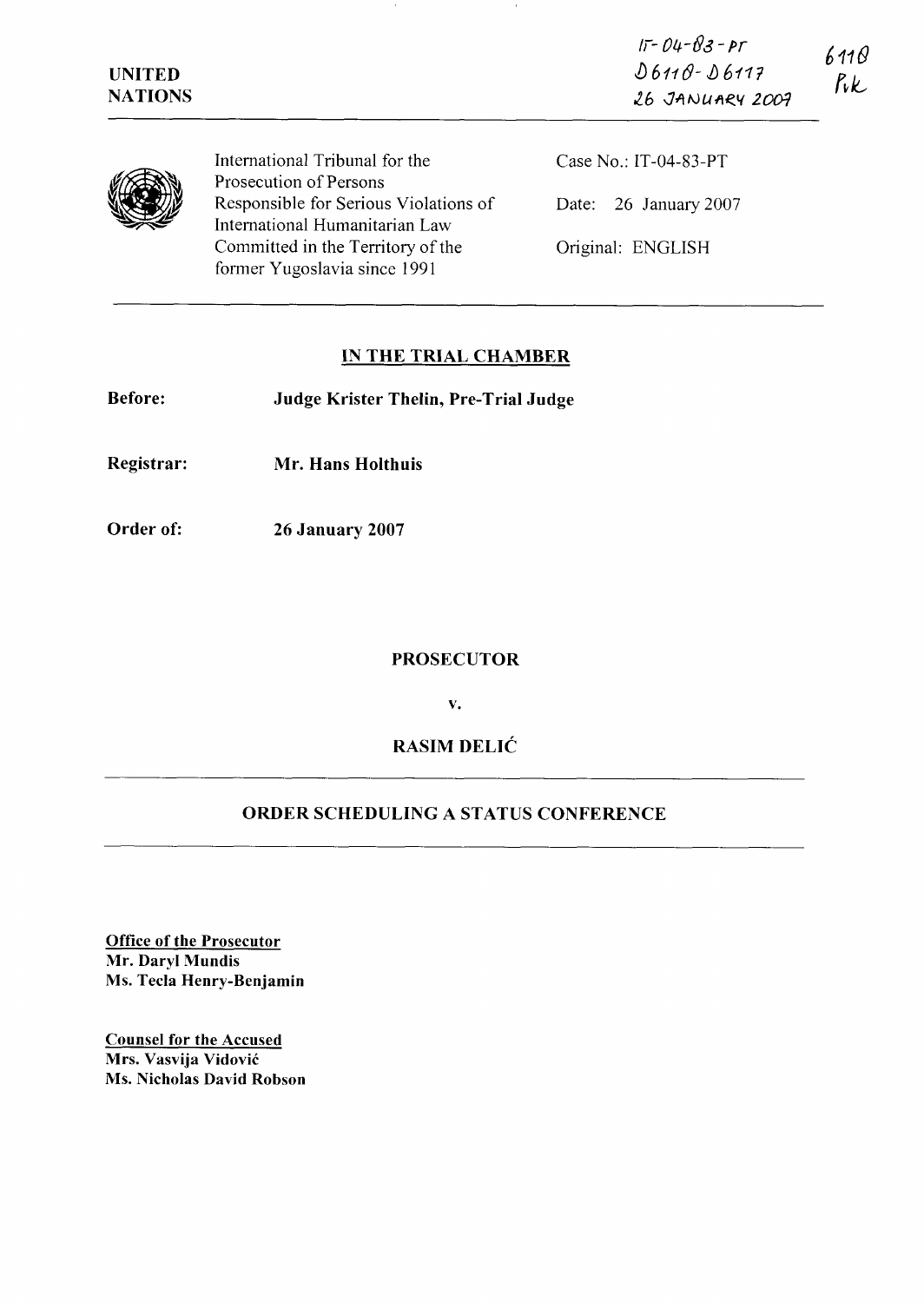UNITED NATIONS

IT-04-83-PT
D6118-D6117
26 JANUARY 2007

6118
PvK

International Tribunal for the Prosecution of Persons Responsible for Serious Violations of International Humanitarian Law Committed in the Territory of the former Yugoslavia since 1991

Case No.: IT-04-83-PT

Date: 26 January 2007

Original: ENGLISH

## IN THE TRIAL CHAMBER

**Before:** **Judge Krister Thelin, Pre-Trial Judge**

**Registrar:** **Mr. Hans Holthuis**

**Order of:** **26 January 2007**

**PROSECUTOR**

**v.**

**RASIM DELIĆ**

## ORDER SCHEDULING A STATUS CONFERENCE

**Office of the Prosecutor**
**Mr. Daryl Mundis**
**Ms. Tecla Henry-Benjamin**

**Counsel for the Accused**
**Mrs. Vasvija Vidović**
**Ms. Nicholas David Robson**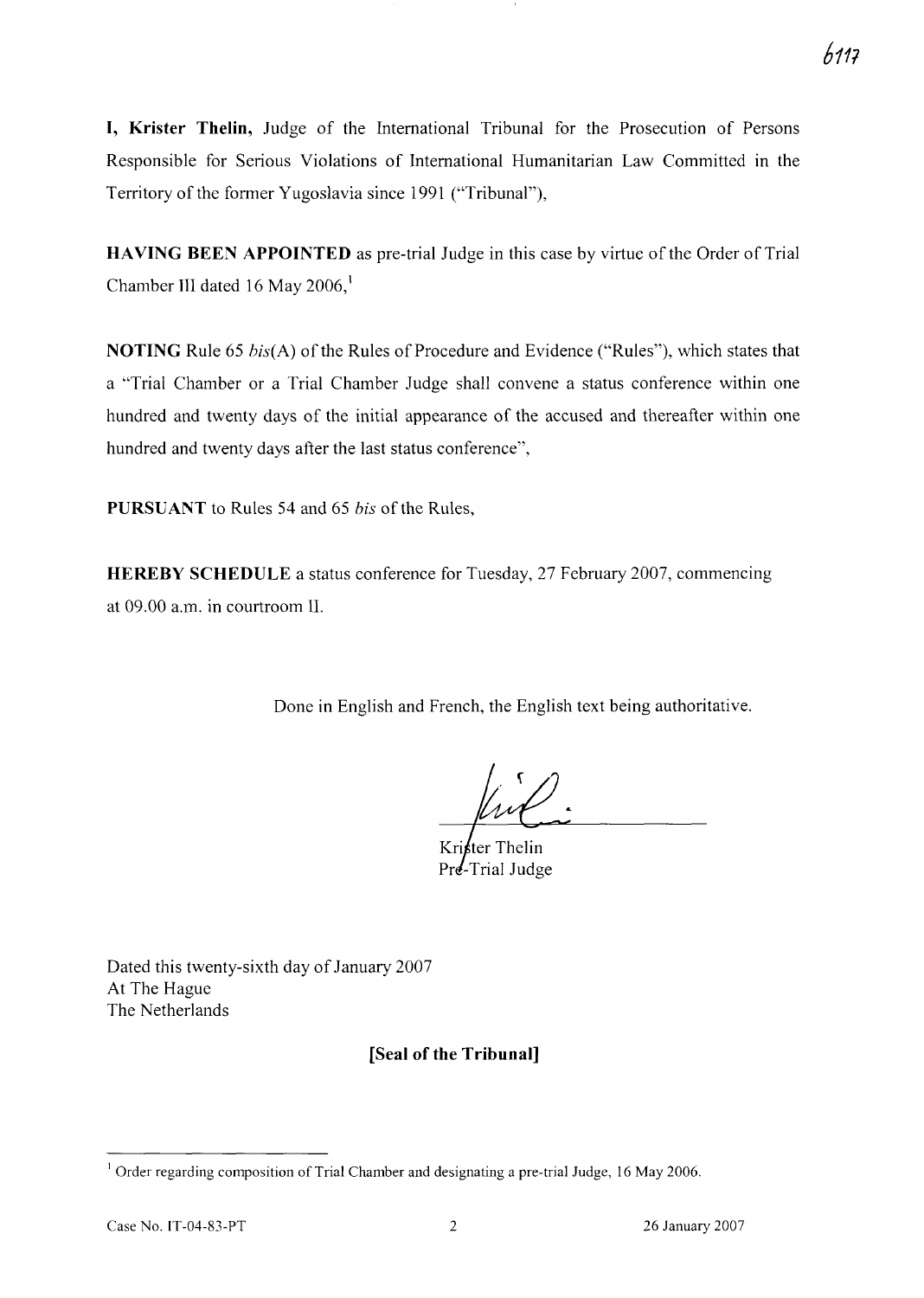**I, Krister Thelin,** Judge of the International Tribunal for the Prosecution of Persons Responsible for Serious Violations of International Humanitarian Law Committed in the Territory of the former Yugoslavia since 1991 ("Tribunal"),

**HAVING BEEN APPOINTED** as pre-trial Judge in this case by virtue of the Order of Trial Chamber III dated 16 May 2006,[1]

**NOTING** Rule 65 *bis*(A) of the Rules of Procedure and Evidence ("Rules"), which states that a "Trial Chamber or a Trial Chamber Judge shall convene a status conference within one hundred and twenty days of the initial appearance of the accused and thereafter within one hundred and twenty days after the last status conference",

**PURSUANT** to Rules 54 and 65 *bis* of the Rules,

**HEREBY SCHEDULE** a status conference for Tuesday, 27 February 2007, commencing at 09.00 a.m. in courtroom II.

Done in English and French, the English text being authoritative.

Krister Thelin
Pre-Trial Judge

Dated this twenty-sixth day of January 2007
At The Hague
The Netherlands

**[Seal of the Tribunal]**

[1] Order regarding composition of Trial Chamber and designating a pre-trial Judge, 16 May 2006.